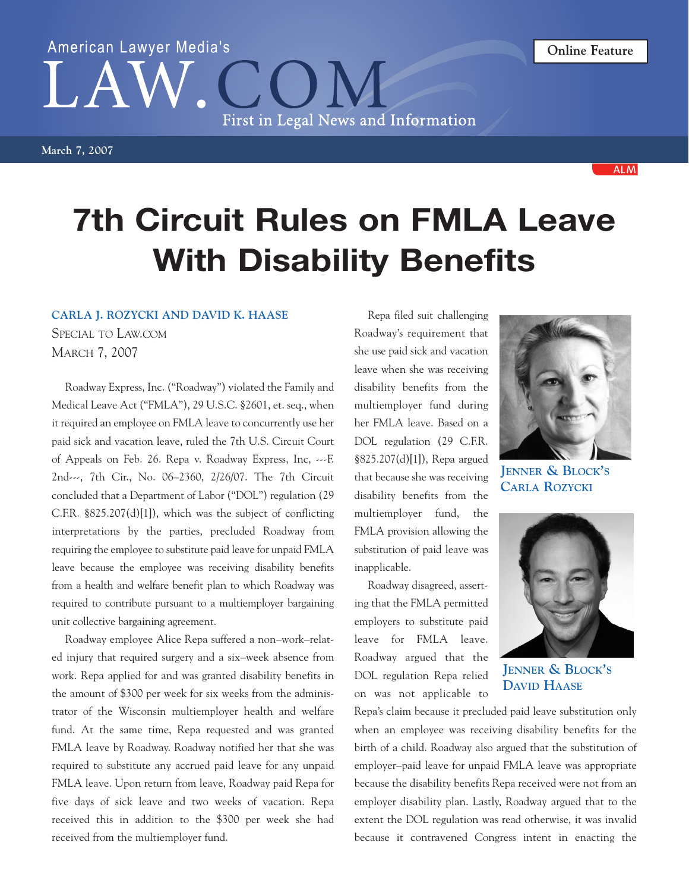# 7th Circuit Rules on FMLA Leave With Disability Benefits

**CARLA J. ROZYCKI AND DAVID K. HAASE**
SPECIAL TO LAW.COM
MARCH 7, 2007

Roadway Express, Inc. ("Roadway") violated the Family and Medical Leave Act ("FMLA"), 29 U.S.C. §2601, et. seq., when it required an employee on FMLA leave to concurrently use her paid sick and vacation leave, ruled the 7th U.S. Circuit Court of Appeals on Feb. 26. Repa v. Roadway Express, Inc, ---F. 2nd---, 7th Cir., No. 06–2360, 2/26/07. The 7th Circuit concluded that a Department of Labor ("DOL") regulation (29 C.F.R. §825.207(d)[1]), which was the subject of conflicting interpretations by the parties, precluded Roadway from requiring the employee to substitute paid leave for unpaid FMLA leave because the employee was receiving disability benefits from a health and welfare benefit plan to which Roadway was required to contribute pursuant to a multiemployer bargaining unit collective bargaining agreement.

Roadway employee Alice Repa suffered a non–work–related injury that required surgery and a six–week absence from work. Repa applied for and was granted disability benefits in the amount of $300 per week for six weeks from the administrator of the Wisconsin multiemployer health and welfare fund. At the same time, Repa requested and was granted FMLA leave by Roadway. Roadway notified her that she was required to substitute any accrued paid leave for any unpaid FMLA leave. Upon return from leave, Roadway paid Repa for five days of sick leave and two weeks of vacation. Repa received this in addition to the $300 per week she had received from the multiemployer fund.

Repa filed suit challenging Roadway's requirement that she use paid sick and vacation leave when she was receiving disability benefits from the multiemployer fund during her FMLA leave. Based on a DOL regulation (29 C.F.R. §825.207(d)[1]), Repa argued that because she was receiving disability benefits from the multiemployer fund, the FMLA provision allowing the substitution of paid leave was inapplicable.

JENNER & BLOCK'S CARLA ROZYCKI

JENNER & BLOCK'S DAVID HAASE

Roadway disagreed, asserting that the FMLA permitted employers to substitute paid leave for FMLA leave. Roadway argued that the DOL regulation Repa relied on was not applicable to Repa's claim because it precluded paid leave substitution only when an employee was receiving disability benefits for the birth of a child. Roadway also argued that the substitution of employer–paid leave for unpaid FMLA leave was appropriate because the disability benefits Repa received were not from an employer disability plan. Lastly, Roadway argued that to the extent the DOL regulation was read otherwise, it was invalid because it contravened Congress intent in enacting the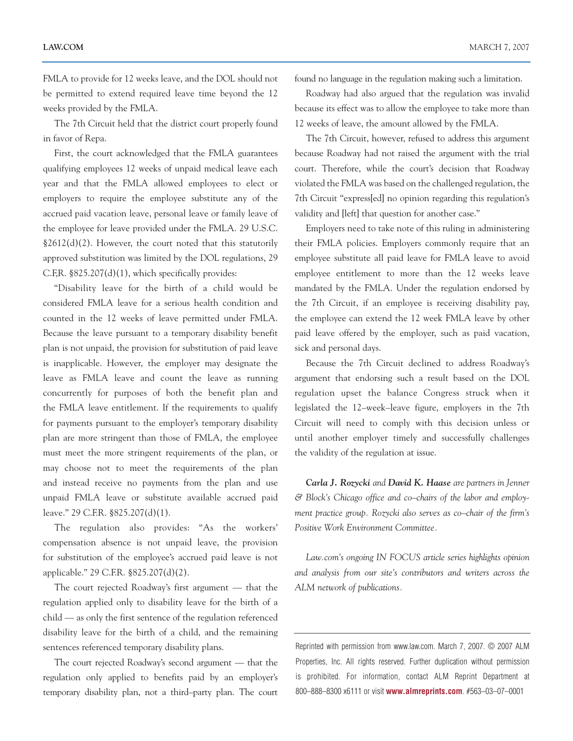FMLA to provide for 12 weeks leave, and the DOL should not be permitted to extend required leave time beyond the 12 weeks provided by the FMLA.

The 7th Circuit held that the district court properly found in favor of Repa.

First, the court acknowledged that the FMLA guarantees qualifying employees 12 weeks of unpaid medical leave each year and that the FMLA allowed employees to elect or employers to require the employee substitute any of the accrued paid vacation leave, personal leave or family leave of the employee for leave provided under the FMLA. 29 U.S.C. §2612(d)(2). However, the court noted that this statutorily approved substitution was limited by the DOL regulations, 29 C.F.R. §825.207(d)(1), which specifically provides:

"Disability leave for the birth of a child would be considered FMLA leave for a serious health condition and counted in the 12 weeks of leave permitted under FMLA. Because the leave pursuant to a temporary disability benefit plan is not unpaid, the provision for substitution of paid leave is inapplicable. However, the employer may designate the leave as FMLA leave and count the leave as running concurrently for purposes of both the benefit plan and the FMLA leave entitlement. If the requirements to qualify for payments pursuant to the employer's temporary disability plan are more stringent than those of FMLA, the employee must meet the more stringent requirements of the plan, or may choose not to meet the requirements of the plan and instead receive no payments from the plan and use unpaid FMLA leave or substitute available accrued paid leave." 29 C.F.R. §825.207(d)(1).

The regulation also provides: "As the workers' compensation absence is not unpaid leave, the provision for substitution of the employee's accrued paid leave is not applicable." 29 C.F.R. §825.207(d)(2).

The court rejected Roadway's first argument — that the regulation applied only to disability leave for the birth of a child — as only the first sentence of the regulation referenced disability leave for the birth of a child, and the remaining sentences referenced temporary disability plans.

The court rejected Roadway's second argument — that the regulation only applied to benefits paid by an employer's temporary disability plan, not a third–party plan. The court found no language in the regulation making such a limitation.

Roadway had also argued that the regulation was invalid because its effect was to allow the employee to take more than 12 weeks of leave, the amount allowed by the FMLA.

The 7th Circuit, however, refused to address this argument because Roadway had not raised the argument with the trial court. Therefore, while the court's decision that Roadway violated the FMLA was based on the challenged regulation, the 7th Circuit "express[ed] no opinion regarding this regulation's validity and [left] that question for another case."

Employers need to take note of this ruling in administering their FMLA policies. Employers commonly require that an employee substitute all paid leave for FMLA leave to avoid employee entitlement to more than the 12 weeks leave mandated by the FMLA. Under the regulation endorsed by the 7th Circuit, if an employee is receiving disability pay, the employee can extend the 12 week FMLA leave by other paid leave offered by the employer, such as paid vacation, sick and personal days.

Because the 7th Circuit declined to address Roadway's argument that endorsing such a result based on the DOL regulation upset the balance Congress struck when it legislated the 12–week–leave figure, employers in the 7th Circuit will need to comply with this decision unless or until another employer timely and successfully challenges the validity of the regulation at issue.

***Carla J. Rozycki** and **David K. Haase** are partners in Jenner & Block's Chicago office and co–chairs of the labor and employment practice group. Rozycki also serves as co–chair of the firm's Positive Work Environment Committee.*

*Law.com's ongoing IN FOCUS article series highlights opinion and analysis from our site's contributors and writers across the ALM network of publications.*

---

Reprinted with permission from www.law.com. March 7, 2007. © 2007 ALM Properties, Inc. All rights reserved. Further duplication without permission is prohibited. For information, contact ALM Reprint Department at 800–888–8300 x6111 or visit **www.almreprints.com**. #563–03–07–0001